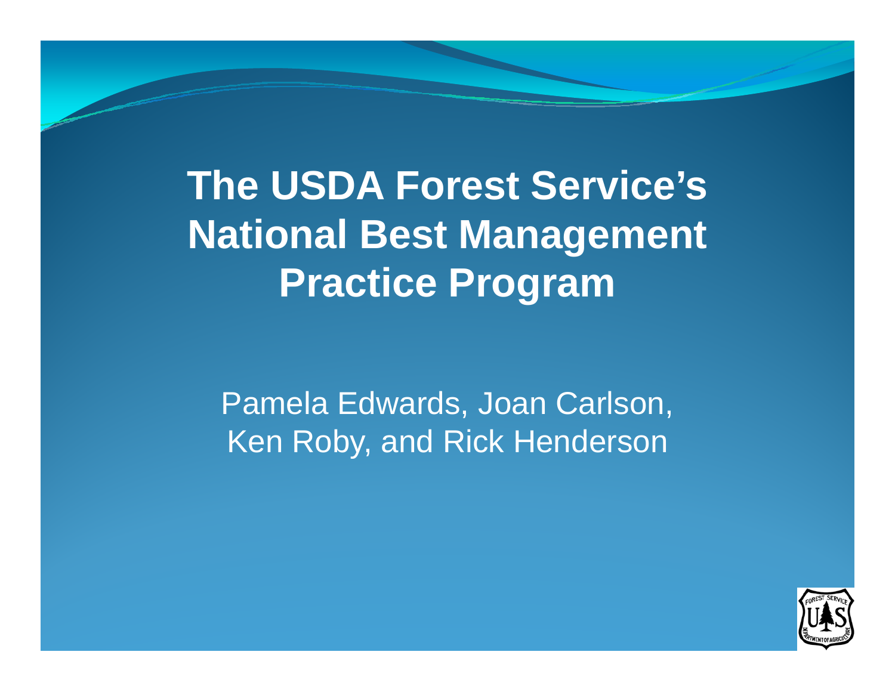# The USDA Forest Service's National Best Management Practice Program

Pamela Edwards, Joan Carlson, Ken Roby, and Rick Henderson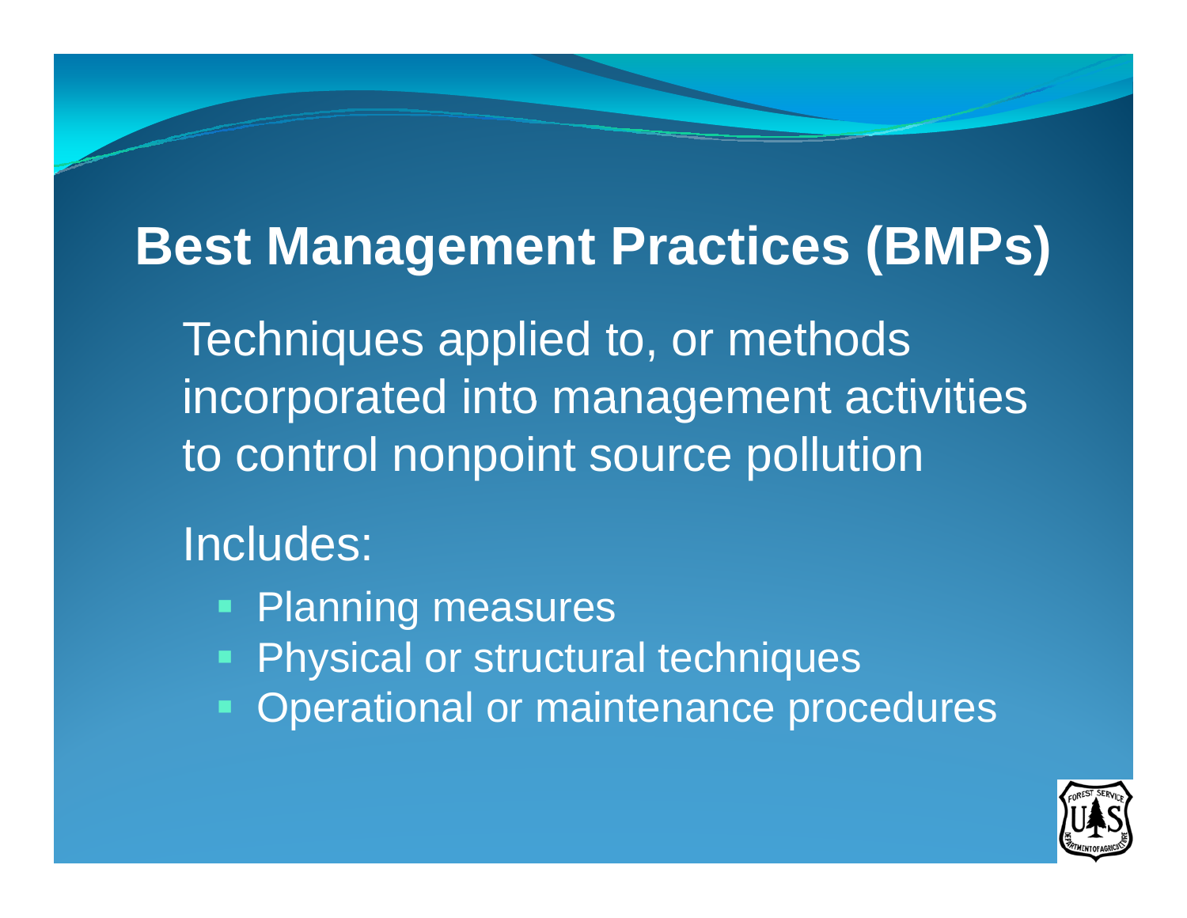# Best Management Practices (BMPs)

Techniques applied to, or methods incorporated into management activities to control nonpoint source pollution

Includes:

- Planning measures
- Physical or structural techniques
- Operational or maintenance procedures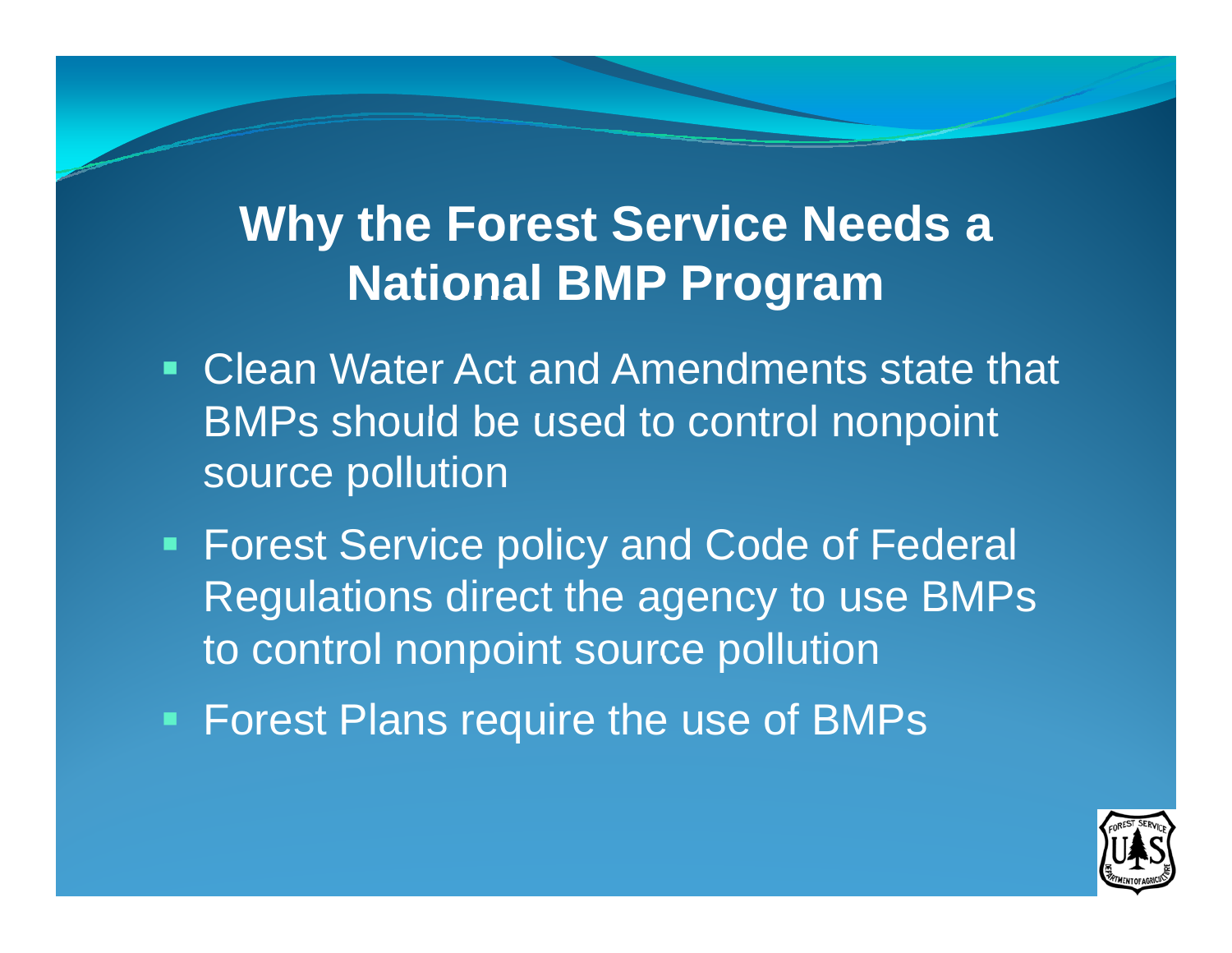# Why the Forest Service Needs a National BMP Program

- Clean Water Act and Amendments state that BMPs should be used to control nonpoint source pollution
- Forest Service policy and Code of Federal Regulations direct the agency to use BMPs to control nonpoint source pollution
- Forest Plans require the use of BMPs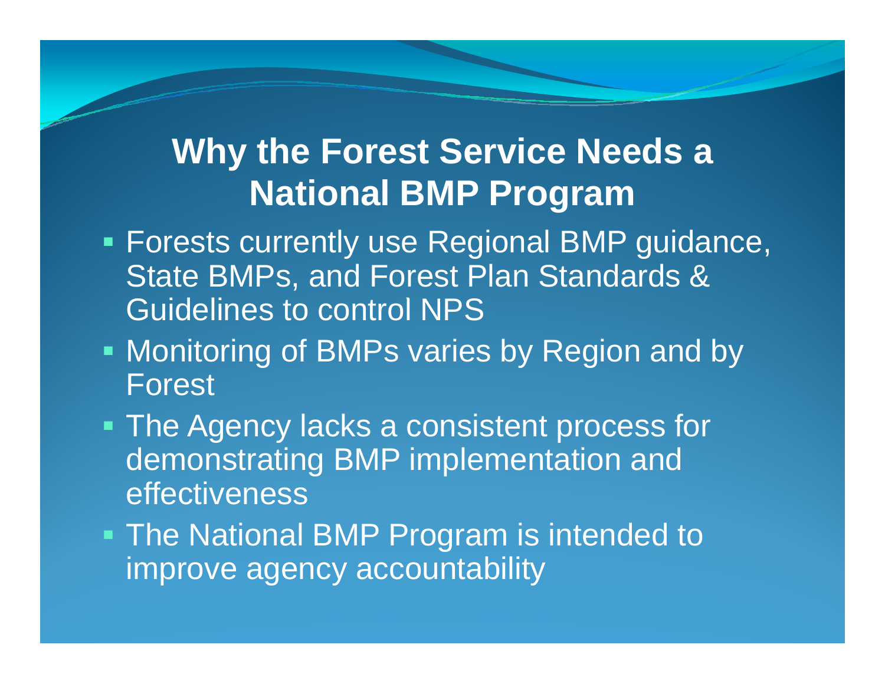# Why the Forest Service Needs a National BMP Program

- Forests currently use Regional BMP guidance, State BMPs, and Forest Plan Standards & Guidelines to control NPS
- Monitoring of BMPs varies by Region and by Forest
- The Agency lacks a consistent process for demonstrating BMP implementation and effectiveness
- The National BMP Program is intended to improve agency accountability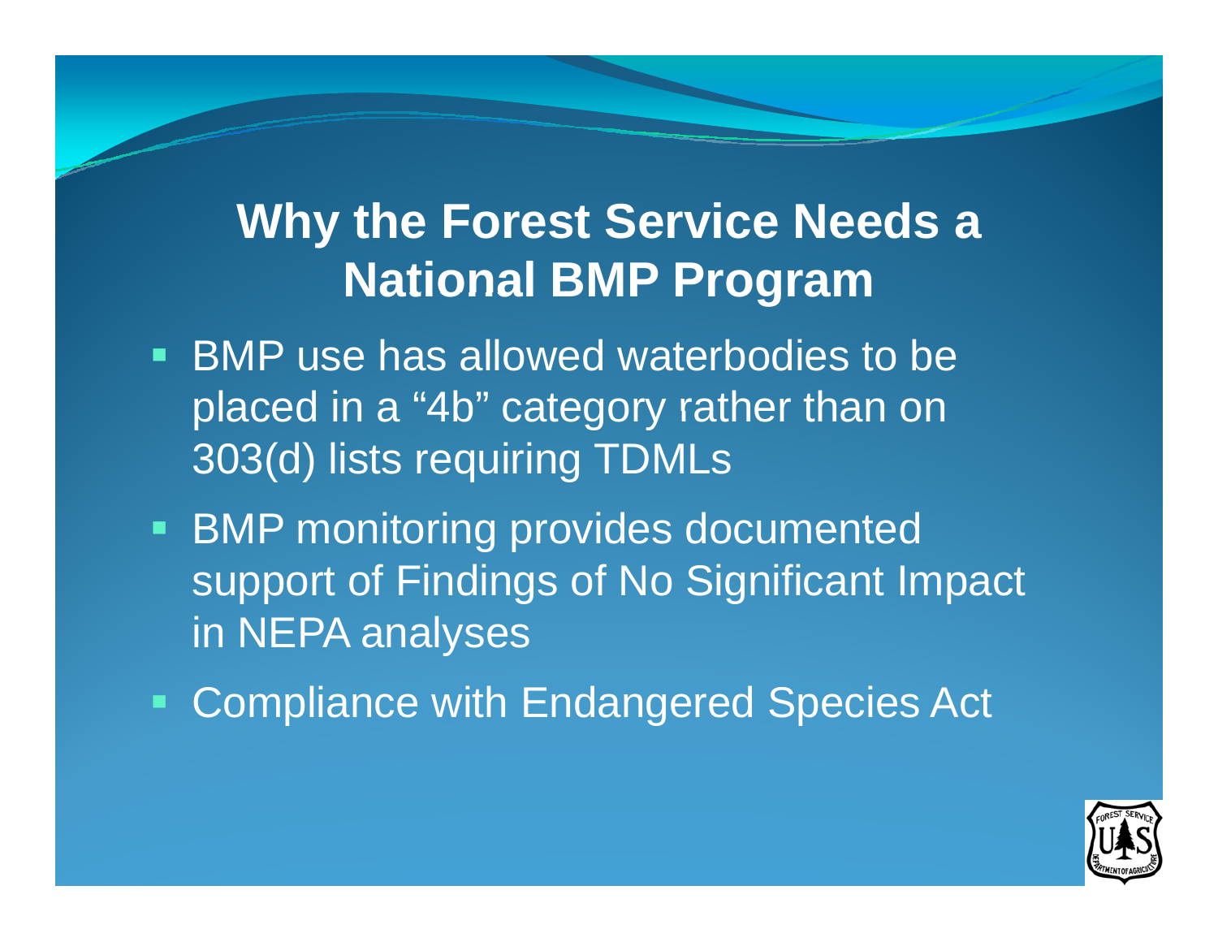# Why the Forest Service Needs a National BMP Program

- BMP use has allowed waterbodies to be placed in a "4b" category rather than on 303(d) lists requiring TDMLs
- BMP monitoring provides documented support of Findings of No Significant Impact in NEPA analyses
- Compliance with Endangered Species Act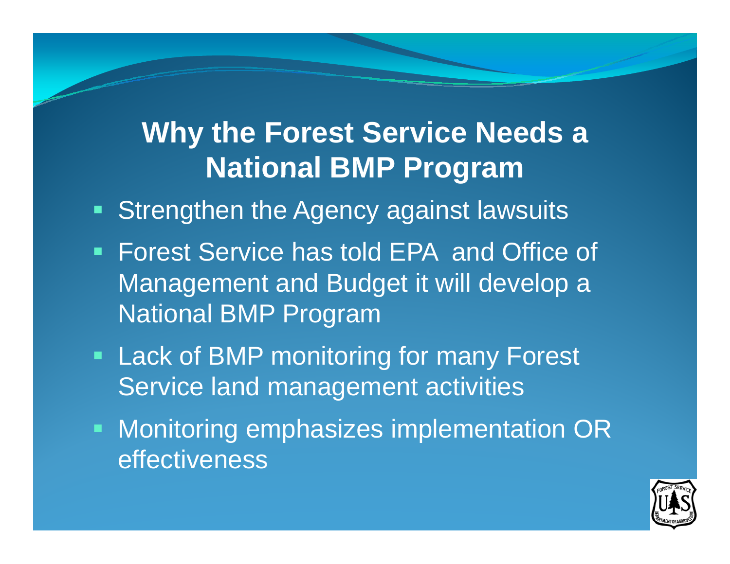# Why the Forest Service Needs a National BMP Program

- Strengthen the Agency against lawsuits
- Forest Service has told EPA and Office of Management and Budget it will develop a National BMP Program
- Lack of BMP monitoring for many Forest Service land management activities
- Monitoring emphasizes implementation OR effectiveness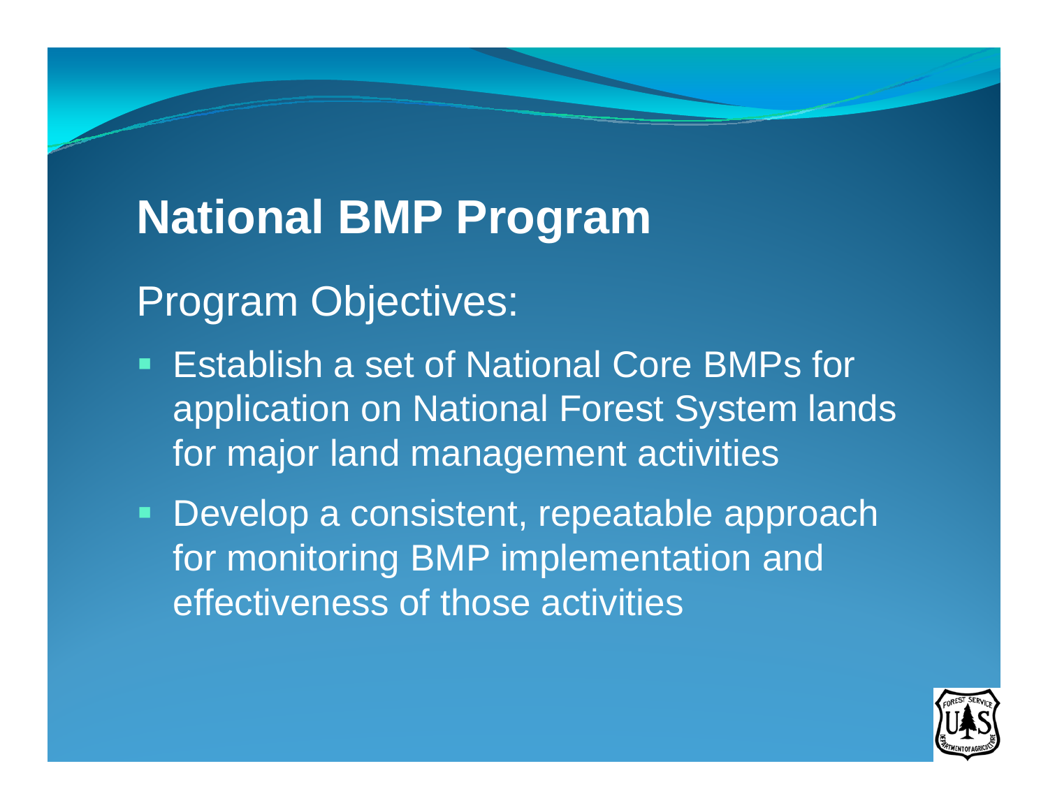# National BMP Program

## Program Objectives:

- Establish a set of National Core BMPs for application on National Forest System lands for major land management activities
- Develop a consistent, repeatable approach for monitoring BMP implementation and effectiveness of those activities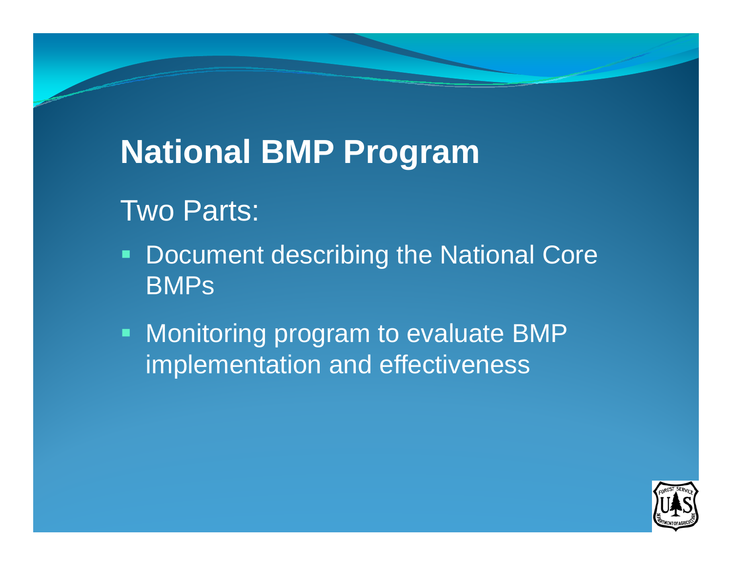# National BMP Program

Two Parts:

- Document describing the National Core BMPs
- Monitoring program to evaluate BMP implementation and effectiveness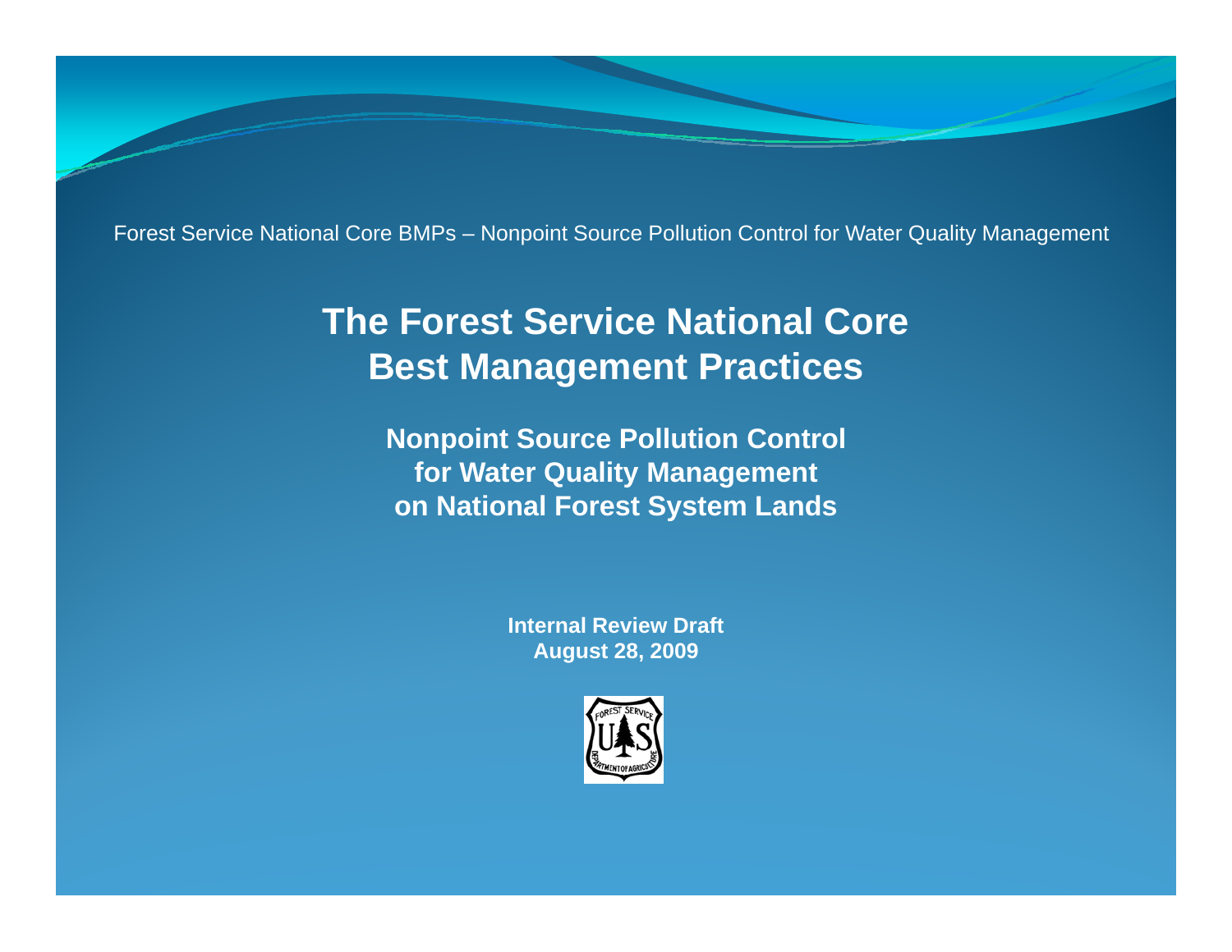Forest Service National Core BMPs – Nonpoint Source Pollution Control for Water Quality Management

# The Forest Service National Core Best Management Practices

## Nonpoint Source Pollution Control for Water Quality Management on National Forest System Lands

**Internal Review Draft**
**August 28, 2009**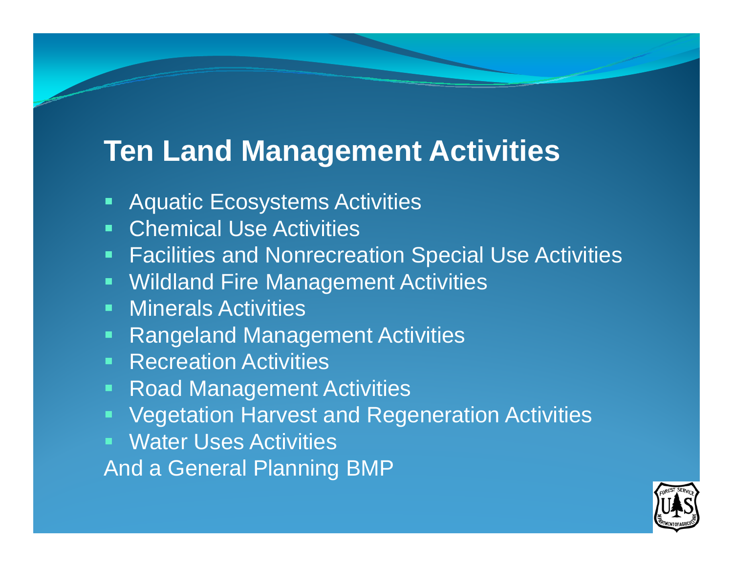# Ten Land Management Activities

- Aquatic Ecosystems Activities
- Chemical Use Activities
- Facilities and Nonrecreation Special Use Activities
- Wildland Fire Management Activities
- Minerals Activities
- Rangeland Management Activities
- Recreation Activities
- Road Management Activities
- Vegetation Harvest and Regeneration Activities
- Water Uses Activities

And a General Planning BMP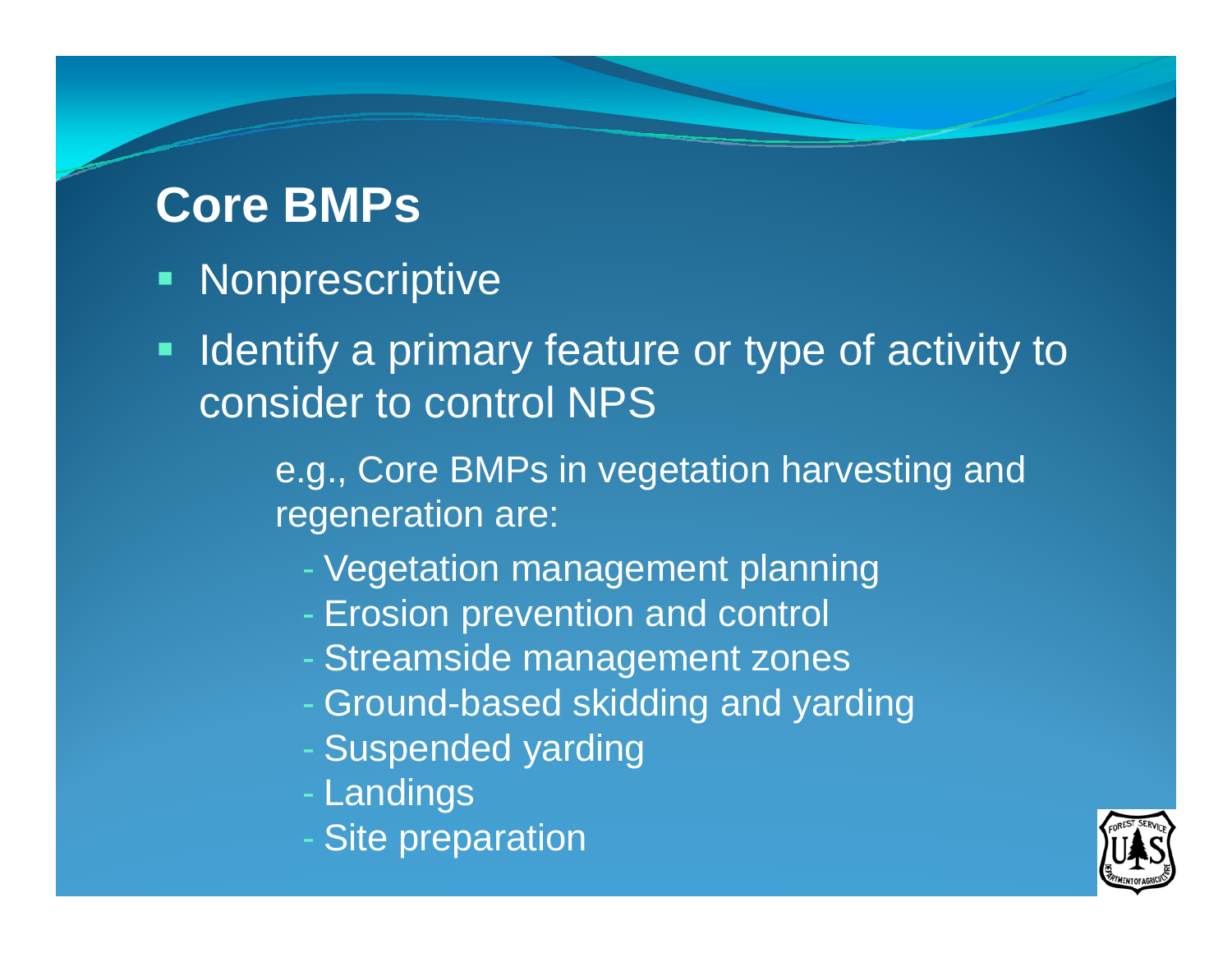# Core BMPs

- Nonprescriptive
- Identify a primary feature or type of activity to consider to control NPS

  e.g., Core BMPs in vegetation harvesting and regeneration are:

  - Vegetation management planning
  - Erosion prevention and control
  - Streamside management zones
  - Ground-based skidding and yarding
  - Suspended yarding
  - Landings
  - Site preparation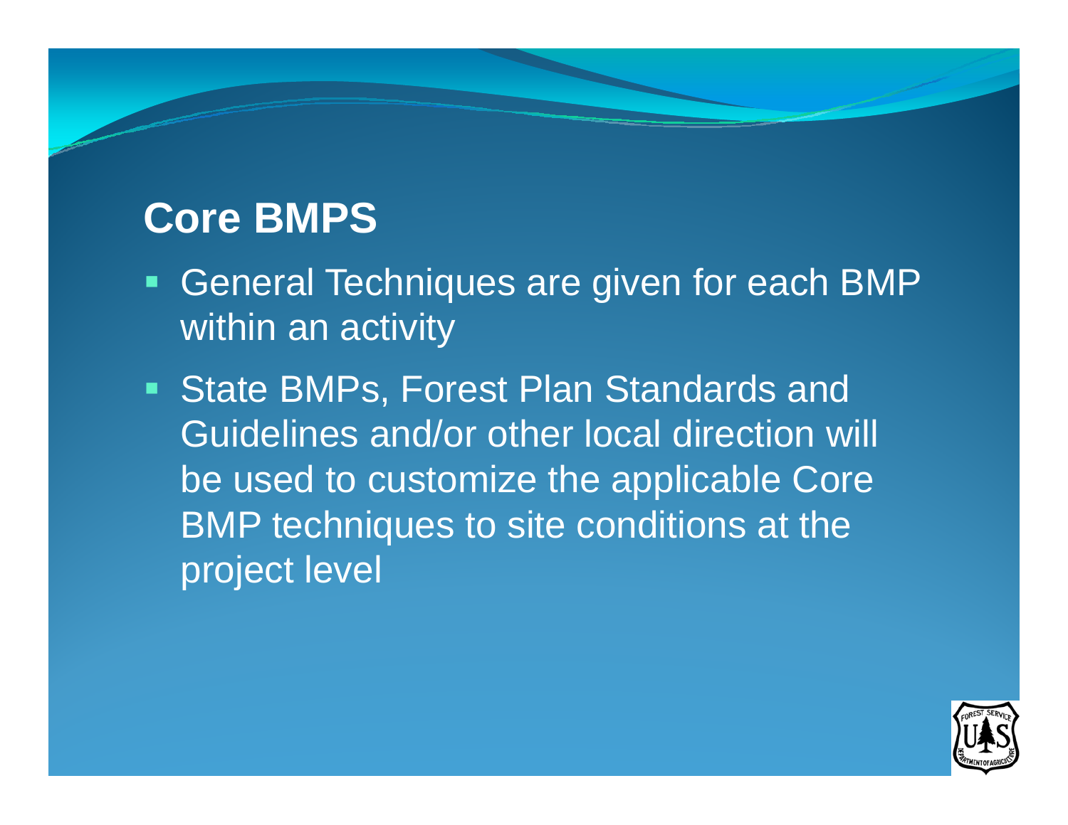## Core BMPS

- General Techniques are given for each BMP within an activity
- State BMPs, Forest Plan Standards and Guidelines and/or other local direction will be used to customize the applicable Core BMP techniques to site conditions at the project level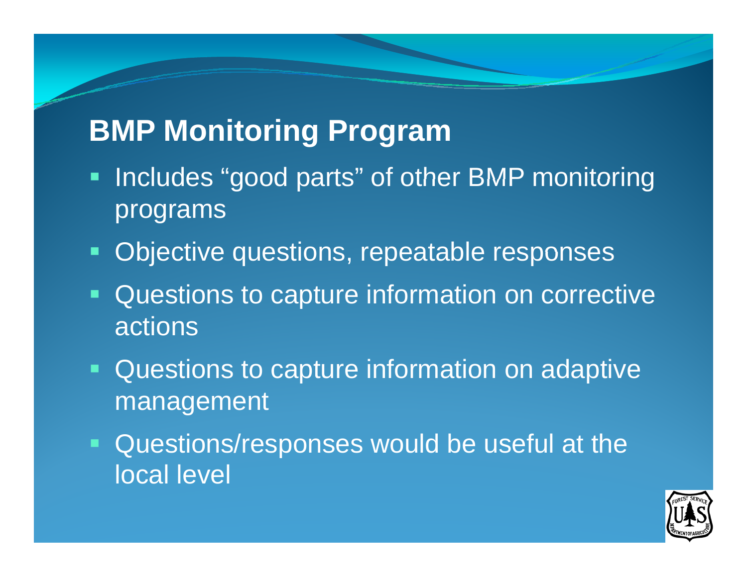# BMP Monitoring Program

- Includes "good parts" of other BMP monitoring programs
- Objective questions, repeatable responses
- Questions to capture information on corrective actions
- Questions to capture information on adaptive management
- Questions/responses would be useful at the local level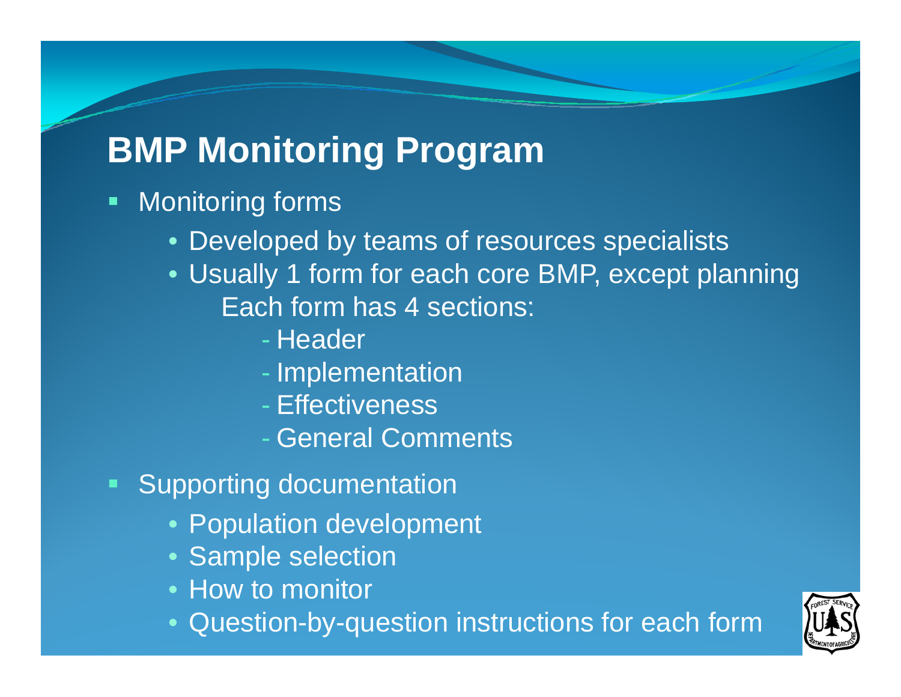# BMP Monitoring Program

- Monitoring forms
  - Developed by teams of resources specialists
  - Usually 1 form for each core BMP, except planning

    Each form has 4 sections:
    - Header
    - Implementation
    - Effectiveness
    - General Comments
- Supporting documentation
  - Population development
  - Sample selection
  - How to monitor
  - Question-by-question instructions for each form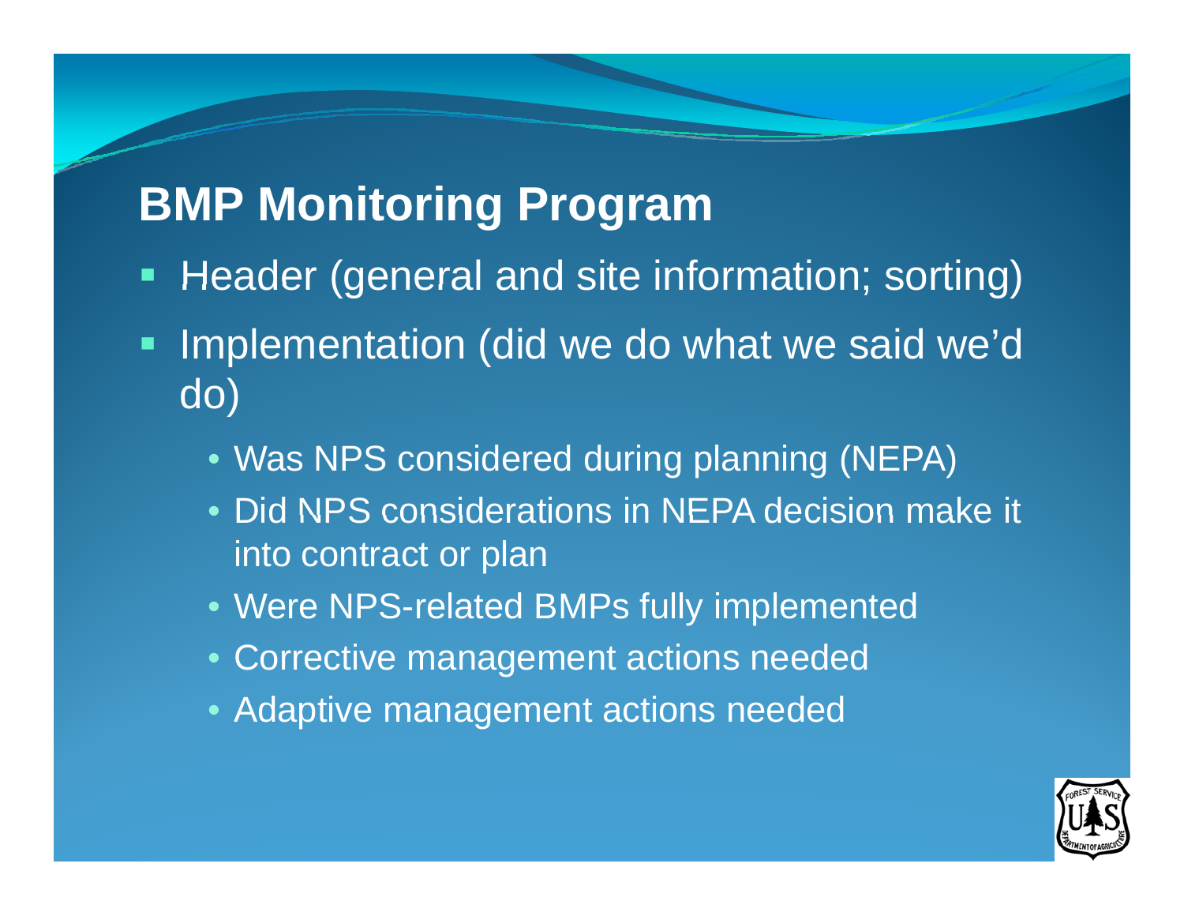# BMP Monitoring Program

- Header (general and site information; sorting)
- Implementation (did we do what we said we'd do)
  - Was NPS considered during planning (NEPA)
  - Did NPS considerations in NEPA decision make it into contract or plan
  - Were NPS-related BMPs fully implemented
  - Corrective management actions needed
  - Adaptive management actions needed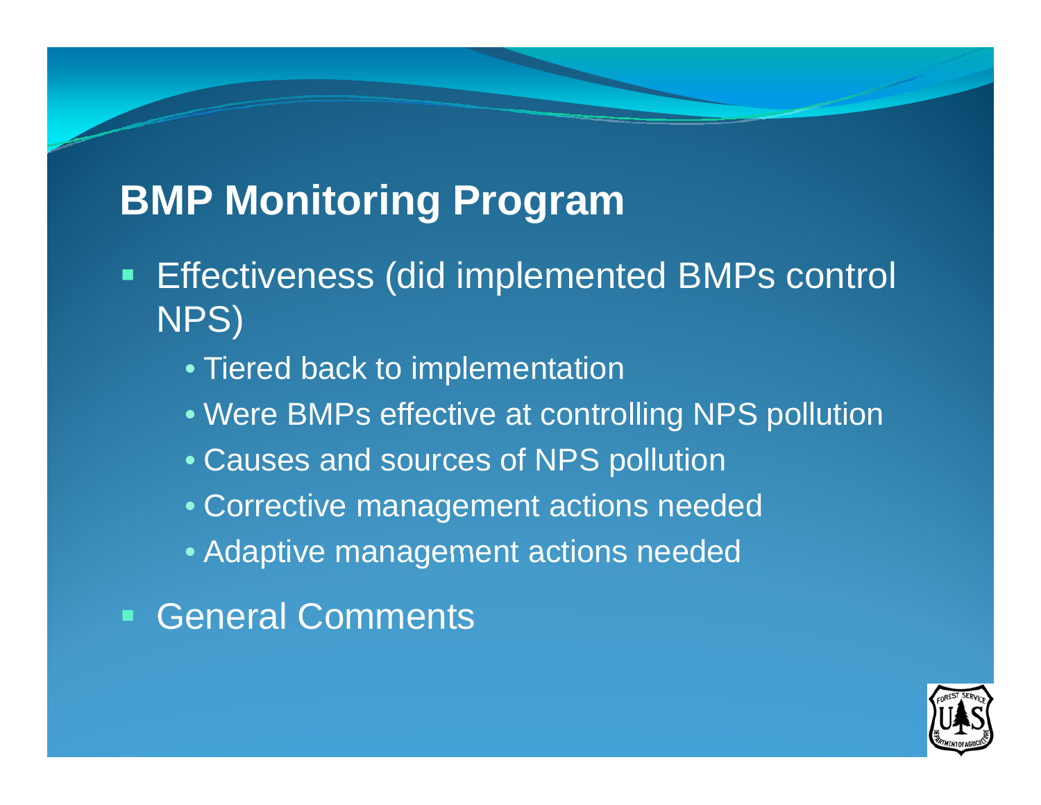## BMP Monitoring Program

- Effectiveness (did implemented BMPs control NPS)
  - Tiered back to implementation
  - Were BMPs effective at controlling NPS pollution
  - Causes and sources of NPS pollution
  - Corrective management actions needed
  - Adaptive management actions needed
- General Comments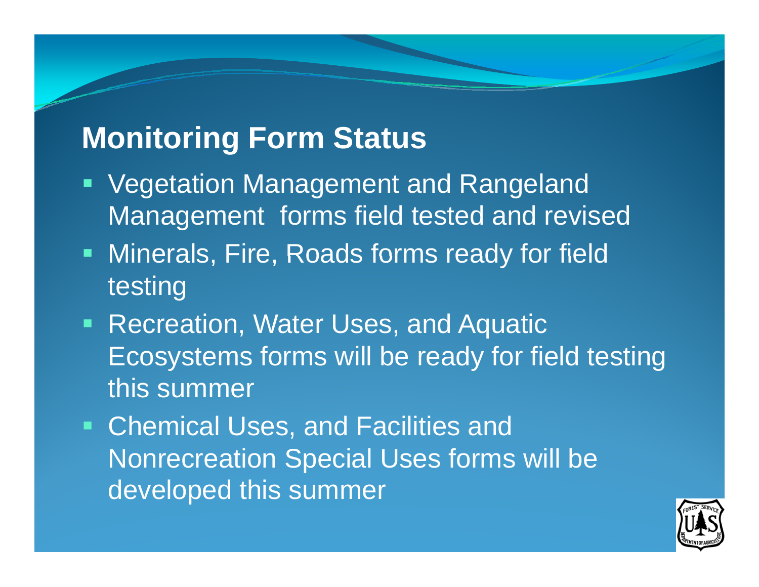## Monitoring Form Status

- Vegetation Management and Rangeland Management  forms field tested and revised
- Minerals, Fire, Roads forms ready for field testing
- Recreation, Water Uses, and Aquatic Ecosystems forms will be ready for field testing this summer
- Chemical Uses, and Facilities and Nonrecreation Special Uses forms will be developed this summer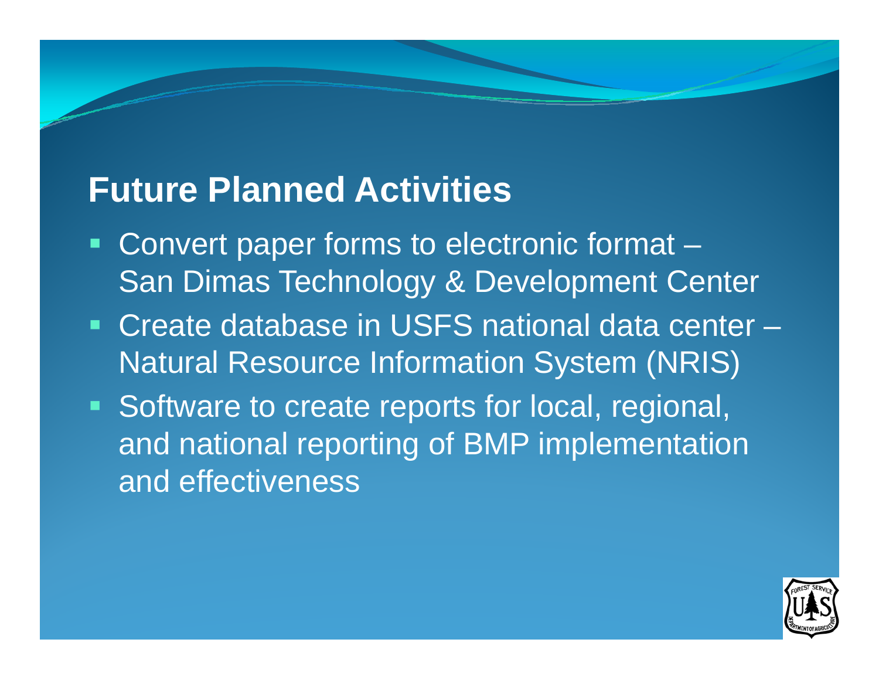## Future Planned Activities

- Convert paper forms to electronic format – San Dimas Technology & Development Center
- Create database in USFS national data center – Natural Resource Information System (NRIS)
- Software to create reports for local, regional, and national reporting of BMP implementation and effectiveness